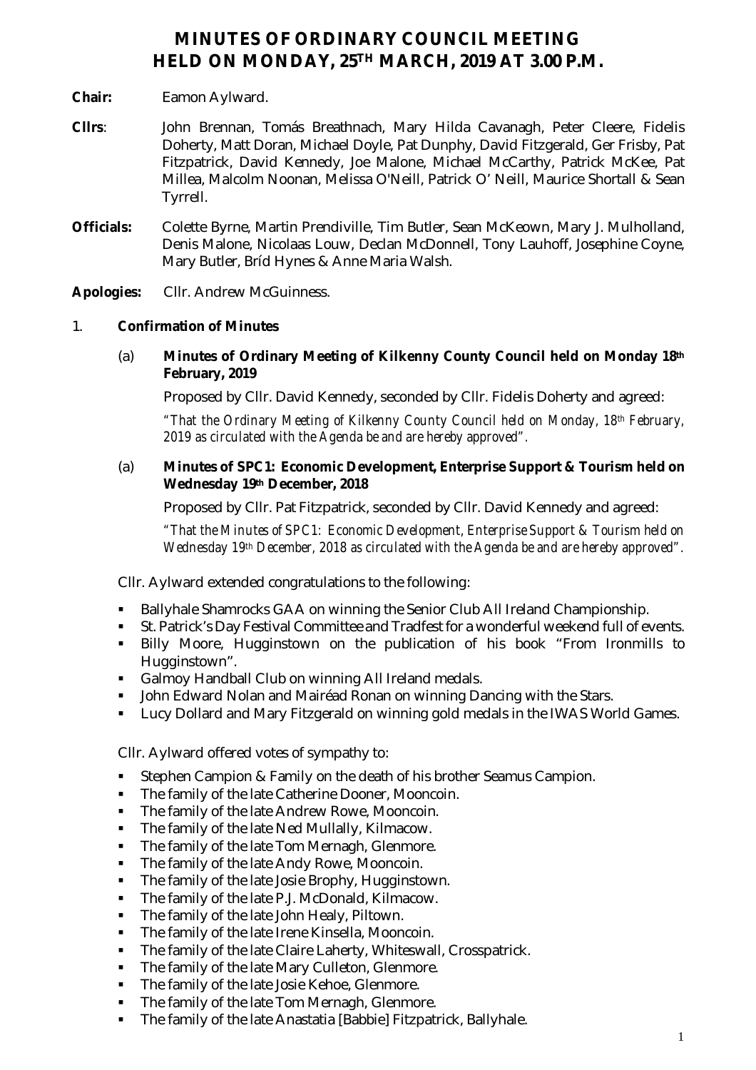# MINUTES OF ORDINARY COUNCIL MEETING HELD ON MONDAY, 25TH MARCH, 2019 AT 3.00 P.M.

**Chair:** Eamon Aylward.

**Cllrs**: John Brennan, Tomás Breathnach, Mary Hilda Cavanagh, Peter Cleere, Fidelis Doherty, Matt Doran, Michael Doyle, Pat Dunphy, David Fitzgerald, Ger Frisby, Pat Fitzpatrick, David Kennedy, Joe Malone, Michael McCarthy, Patrick McKee, Pat Millea, Malcolm Noonan, Melissa O'Neill, Patrick O' Neill, Maurice Shortall & Sean Tyrrell.

**Officials:** Colette Byrne, Martin Prendiville, Tim Butler, Sean McKeown, Mary J. Mulholland, Denis Malone, Nicolaas Louw, Declan McDonnell, Tony Lauhoff, Josephine Coyne, Mary Butler, Bríd Hynes & Anne Maria Walsh.

**Apologies:** Cllr. Andrew McGuinness.

1. **Confirmation of Minutes**

   (a) **Minutes of Ordinary Meeting of Kilkenny County Council held on Monday 18th February, 2019**

   Proposed by Cllr. David Kennedy, seconded by Cllr. Fidelis Doherty and agreed:

   *"That the Ordinary Meeting of Kilkenny County Council held on Monday, 18th February, 2019 as circulated with the Agenda be and are hereby approved".*

   (a) **Minutes of SPC1: Economic Development, Enterprise Support & Tourism held on Wednesday 19th December, 2018**

   Proposed by Cllr. Pat Fitzpatrick, seconded by Cllr. David Kennedy and agreed:

   *"That the Minutes of SPC1: Economic Development, Enterprise Support & Tourism held on Wednesday 19th December, 2018 as circulated with the Agenda be and are hereby approved".*

Cllr. Aylward extended congratulations to the following:

- Ballyhale Shamrocks GAA on winning the Senior Club All Ireland Championship.
- St. Patrick's Day Festival Committee and Tradfest for a wonderful weekend full of events.
- Billy Moore, Hugginstown on the publication of his book "From Ironmills to Hugginstown".
- Galmoy Handball Club on winning All Ireland medals.
- John Edward Nolan and Mairéad Ronan on winning Dancing with the Stars.
- Lucy Dollard and Mary Fitzgerald on winning gold medals in the IWAS World Games.

Cllr. Aylward offered votes of sympathy to:

- Stephen Campion & Family on the death of his brother Seamus Campion.
- The family of the late Catherine Dooner, Mooncoin.
- The family of the late Andrew Rowe, Mooncoin.
- The family of the late Ned Mullally, Kilmacow.
- The family of the late Tom Mernagh, Glenmore.
- The family of the late Andy Rowe, Mooncoin.
- The family of the late Josie Brophy, Hugginstown.
- The family of the late P.J. McDonald, Kilmacow.
- The family of the late John Healy, Piltown.
- The family of the late Irene Kinsella, Mooncoin.
- The family of the late Claire Laherty, Whiteswall, Crosspatrick.
- The family of the late Mary Culleton, Glenmore.
- The family of the late Josie Kehoe, Glenmore.
- The family of the late Tom Mernagh, Glenmore.
- The family of the late Anastatia [Babbie] Fitzpatrick, Ballyhale.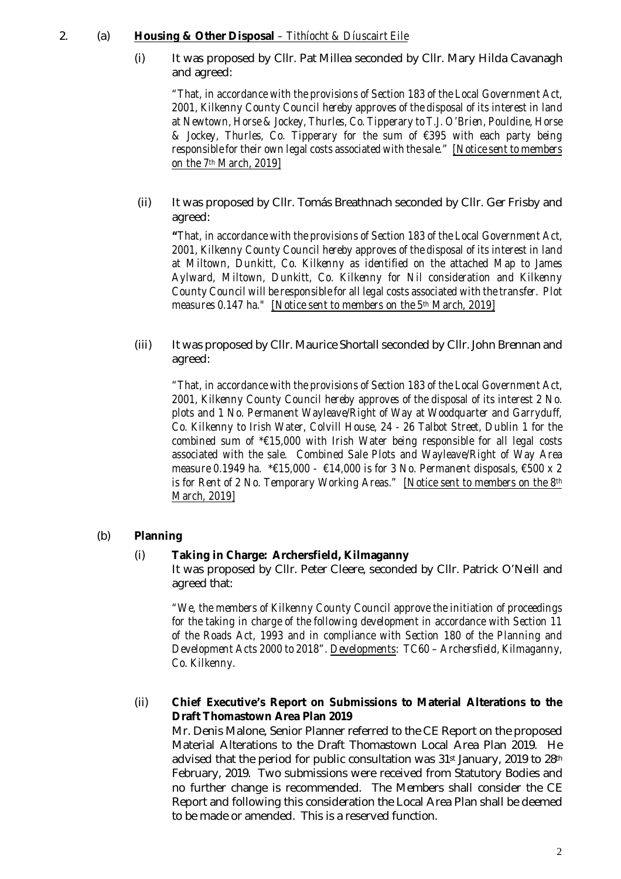2. (a) **Housing & Other Disposal** – *Tithíocht & Díuscairt Eile*

(i) It was proposed by Cllr. Pat Millea seconded by Cllr. Mary Hilda Cavanagh and agreed:

> *"That, in accordance with the provisions of Section 183 of the Local Government Act, 2001, Kilkenny County Council hereby approves of the disposal of its interest in land at Newtown, Horse & Jockey, Thurles, Co. Tipperary to T.J. O'Brien, Pouldine, Horse & Jockey, Thurles, Co. Tipperary for the sum of €395 with each party being responsible for their own legal costs associated with the sale."* <u>[Notice sent to members on the 7th March, 2019]</u>

(ii) It was proposed by Cllr. Tomás Breathnach seconded by Cllr. Ger Frisby and agreed:

> *"That, in accordance with the provisions of Section 183 of the Local Government Act, 2001, Kilkenny County Council hereby approves of the disposal of its interest in land at Miltown, Dunkitt, Co. Kilkenny as identified on the attached Map to James Aylward, Miltown, Dunkitt, Co. Kilkenny for Nil consideration and Kilkenny County Council will be responsible for all legal costs associated with the transfer. Plot measures 0.147 ha."* <u>[Notice sent to members on the 5th March, 2019]</u>

(iii) It was proposed by Cllr. Maurice Shortall seconded by Cllr. John Brennan and agreed:

> *"That, in accordance with the provisions of Section 183 of the Local Government Act, 2001, Kilkenny County Council hereby approves of the disposal of its interest 2 No. plots and 1 No. Permanent Wayleave/Right of Way at Woodquarter and Garryduff, Co. Kilkenny to Irish Water, Colvill House, 24 - 26 Talbot Street, Dublin 1 for the combined sum of *€15,000 with Irish Water being responsible for all legal costs associated with the sale. Combined Sale Plots and Wayleave/Right of Way Area measure 0.1949 ha. *€15,000 - €14,000 is for 3 No. Permanent disposals, €500 x 2 is for Rent of 2 No. Temporary Working Areas."* <u>[Notice sent to members on the 8th March, 2019]</u>

(b) **Planning**

(i) **Taking in Charge: Archersfield, Kilmaganny**

It was proposed by Cllr. Peter Cleere, seconded by Cllr. Patrick O'Neill and agreed that:

> *"We, the members of Kilkenny County Council approve the initiation of proceedings for the taking in charge of the following development in accordance with Section 11 of the Roads Act, 1993 and in compliance with Section 180 of the Planning and Development Acts 2000 to 2018". <u>Developments</u>: TC60 – Archersfield, Kilmaganny, Co. Kilkenny.*

(ii) **Chief Executive's Report on Submissions to Material Alterations to the Draft Thomastown Area Plan 2019**

Mr. Denis Malone, Senior Planner referred to the CE Report on the proposed Material Alterations to the Draft Thomastown Local Area Plan 2019. He advised that the period for public consultation was 31st January, 2019 to 28th February, 2019. Two submissions were received from Statutory Bodies and no further change is recommended. The Members shall consider the CE Report and following this consideration the Local Area Plan shall be deemed to be made or amended. This is a reserved function.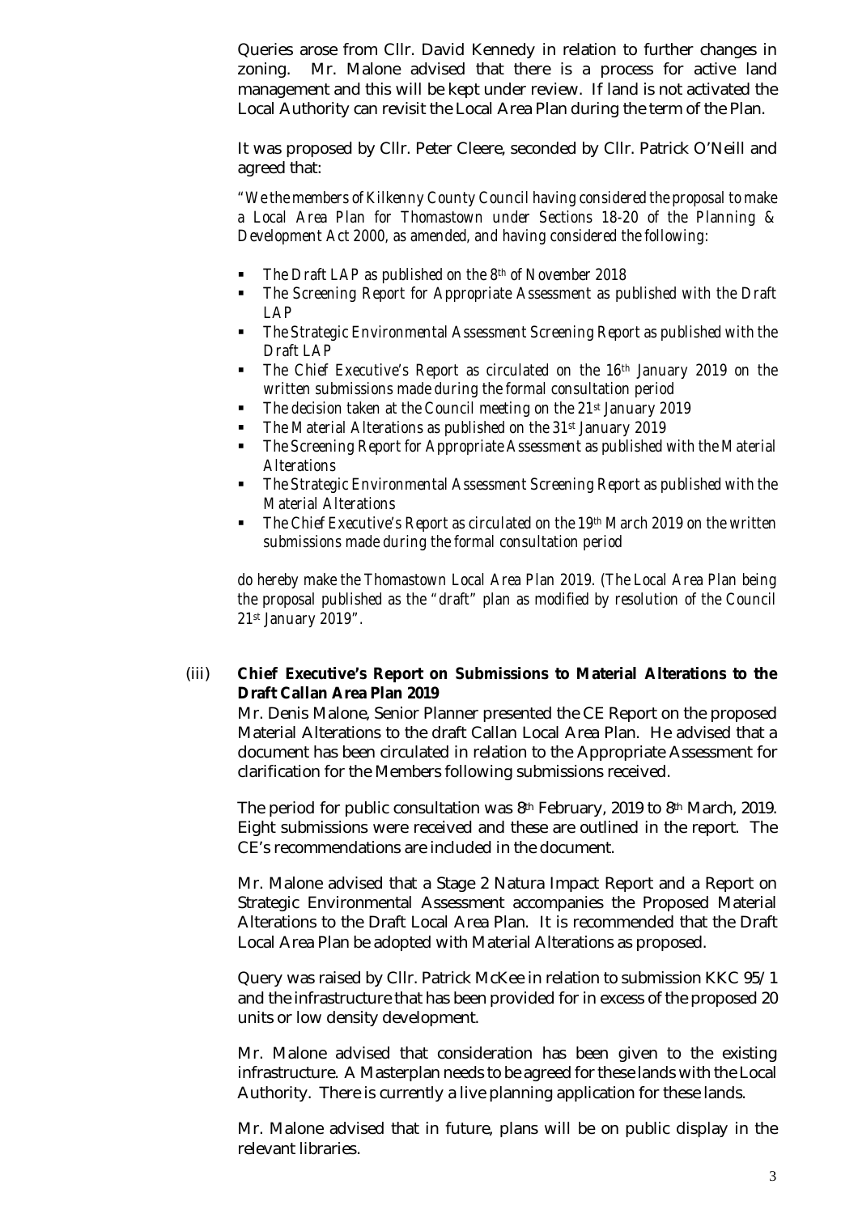Queries arose from Cllr. David Kennedy in relation to further changes in zoning. Mr. Malone advised that there is a process for active land management and this will be kept under review. If land is not activated the Local Authority can revisit the Local Area Plan during the term of the Plan.

It was proposed by Cllr. Peter Cleere, seconded by Cllr. Patrick O'Neill and agreed that:

*"We the members of Kilkenny County Council having considered the proposal to make a Local Area Plan for Thomastown under Sections 18-20 of the Planning & Development Act 2000, as amended, and having considered the following:*

- *The Draft LAP as published on the 8th of November 2018*
- *The Screening Report for Appropriate Assessment as published with the Draft LAP*
- *The Strategic Environmental Assessment Screening Report as published with the Draft LAP*
- *The Chief Executive's Report as circulated on the 16th January 2019 on the written submissions made during the formal consultation period*
- *The decision taken at the Council meeting on the 21st January 2019*
- *The Material Alterations as published on the 31st January 2019*
- *The Screening Report for Appropriate Assessment as published with the Material Alterations*
- *The Strategic Environmental Assessment Screening Report as published with the Material Alterations*
- *The Chief Executive's Report as circulated on the 19th March 2019 on the written submissions made during the formal consultation period*

*do hereby make the Thomastown Local Area Plan 2019. (The Local Area Plan being the proposal published as the "draft" plan as modified by resolution of the Council 21st January 2019".*

(iii) **Chief Executive's Report on Submissions to Material Alterations to the Draft Callan Area Plan 2019**

Mr. Denis Malone, Senior Planner presented the CE Report on the proposed Material Alterations to the draft Callan Local Area Plan. He advised that a document has been circulated in relation to the Appropriate Assessment for clarification for the Members following submissions received.

The period for public consultation was 8th February, 2019 to 8th March, 2019. Eight submissions were received and these are outlined in the report. The CE's recommendations are included in the document.

Mr. Malone advised that a Stage 2 Natura Impact Report and a Report on Strategic Environmental Assessment accompanies the Proposed Material Alterations to the Draft Local Area Plan. It is recommended that the Draft Local Area Plan be adopted with Material Alterations as proposed.

Query was raised by Cllr. Patrick McKee in relation to submission KKC 95/1 and the infrastructure that has been provided for in excess of the proposed 20 units or low density development.

Mr. Malone advised that consideration has been given to the existing infrastructure. A Masterplan needs to be agreed for these lands with the Local Authority. There is currently a live planning application for these lands.

Mr. Malone advised that in future, plans will be on public display in the relevant libraries.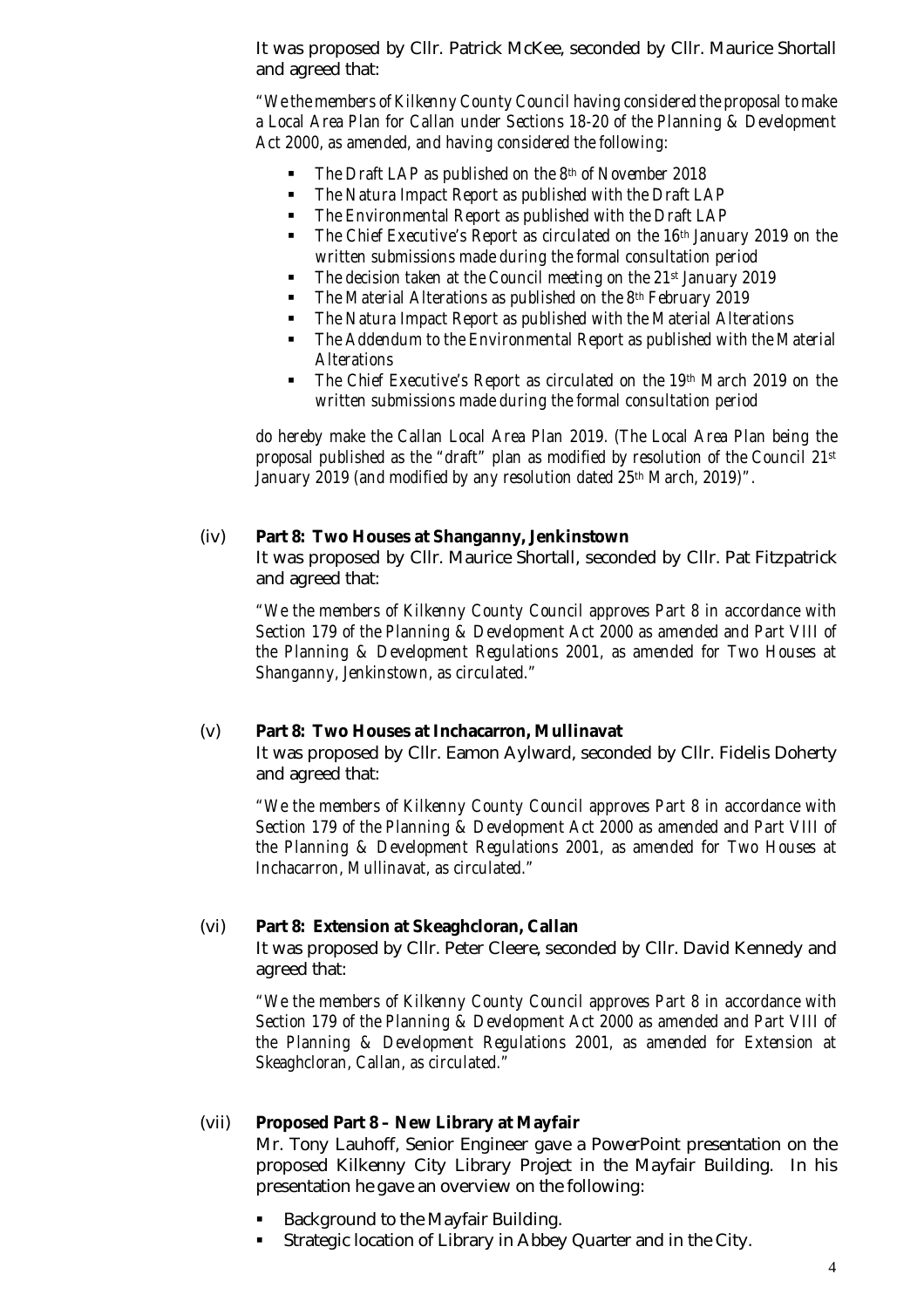It was proposed by Cllr. Patrick McKee, seconded by Cllr. Maurice Shortall and agreed that:

*"We the members of Kilkenny County Council having considered the proposal to make a Local Area Plan for Callan under Sections 18-20 of the Planning & Development Act 2000, as amended, and having considered the following:*

- *The Draft LAP as published on the 8th of November 2018*
- *The Natura Impact Report as published with the Draft LAP*
- *The Environmental Report as published with the Draft LAP*
- *The Chief Executive's Report as circulated on the 16th January 2019 on the written submissions made during the formal consultation period*
- *The decision taken at the Council meeting on the 21st January 2019*
- *The Material Alterations as published on the 8th February 2019*
- *The Natura Impact Report as published with the Material Alterations*
- *The Addendum to the Environmental Report as published with the Material Alterations*
- *The Chief Executive's Report as circulated on the 19th March 2019 on the written submissions made during the formal consultation period*

*do hereby make the Callan Local Area Plan 2019. (The Local Area Plan being the proposal published as the "draft" plan as modified by resolution of the Council 21st January 2019 (and modified by any resolution dated 25th March, 2019)".*

(iv) **Part 8: Two Houses at Shanganny, Jenkinstown**

It was proposed by Cllr. Maurice Shortall, seconded by Cllr. Pat Fitzpatrick and agreed that:

*"We the members of Kilkenny County Council approves Part 8 in accordance with Section 179 of the Planning & Development Act 2000 as amended and Part VIII of the Planning & Development Regulations 2001, as amended for Two Houses at Shanganny, Jenkinstown, as circulated."*

(v) **Part 8: Two Houses at Inchacarron, Mullinavat**

It was proposed by Cllr. Eamon Aylward, seconded by Cllr. Fidelis Doherty and agreed that:

*"We the members of Kilkenny County Council approves Part 8 in accordance with Section 179 of the Planning & Development Act 2000 as amended and Part VIII of the Planning & Development Regulations 2001, as amended for Two Houses at Inchacarron, Mullinavat, as circulated."*

(vi) **Part 8: Extension at Skeaghcloran, Callan**

It was proposed by Cllr. Peter Cleere, seconded by Cllr. David Kennedy and agreed that:

*"We the members of Kilkenny County Council approves Part 8 in accordance with Section 179 of the Planning & Development Act 2000 as amended and Part VIII of the Planning & Development Regulations 2001, as amended for Extension at Skeaghcloran, Callan, as circulated."*

(vii) **Proposed Part 8 – New Library at Mayfair**

Mr. Tony Lauhoff, Senior Engineer gave a PowerPoint presentation on the proposed Kilkenny City Library Project in the Mayfair Building. In his presentation he gave an overview on the following:

- Background to the Mayfair Building.
- Strategic location of Library in Abbey Quarter and in the City.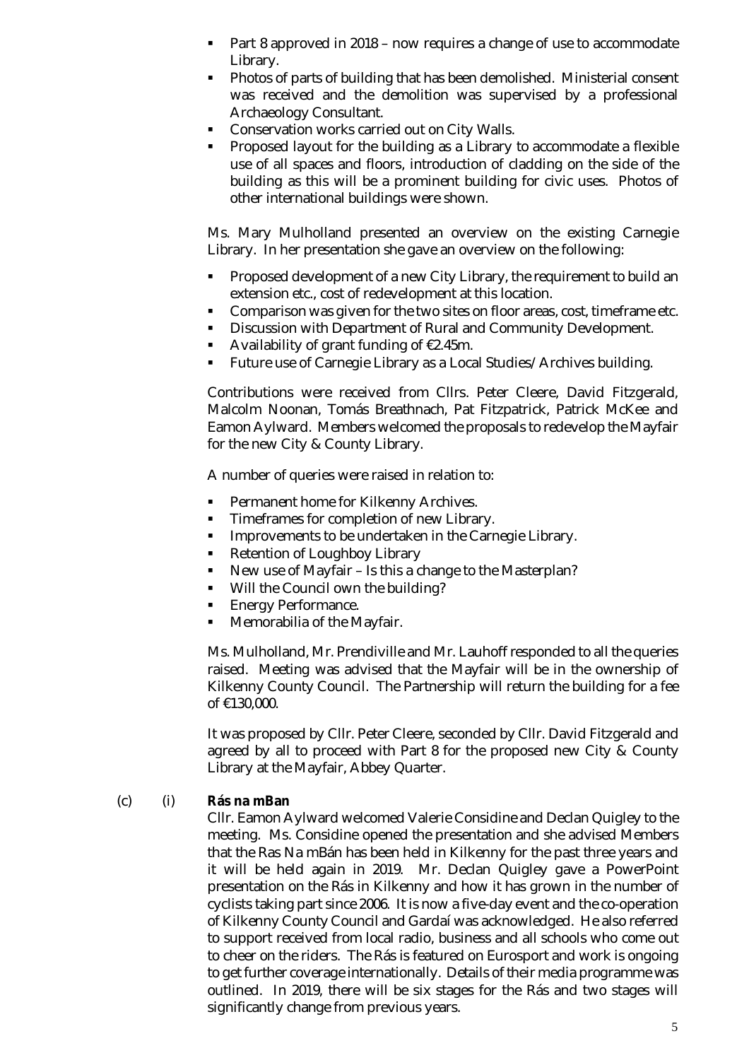- Part 8 approved in 2018 – now requires a change of use to accommodate Library.
- Photos of parts of building that has been demolished. Ministerial consent was received and the demolition was supervised by a professional Archaeology Consultant.
- Conservation works carried out on City Walls.
- Proposed layout for the building as a Library to accommodate a flexible use of all spaces and floors, introduction of cladding on the side of the building as this will be a prominent building for civic uses. Photos of other international buildings were shown.

Ms. Mary Mulholland presented an overview on the existing Carnegie Library. In her presentation she gave an overview on the following:

- Proposed development of a new City Library, the requirement to build an extension etc., cost of redevelopment at this location.
- Comparison was given for the two sites on floor areas, cost, timeframe etc.
- Discussion with Department of Rural and Community Development.
- Availability of grant funding of €2.45m.
- Future use of Carnegie Library as a Local Studies/Archives building.

Contributions were received from Cllrs. Peter Cleere, David Fitzgerald, Malcolm Noonan, Tomás Breathnach, Pat Fitzpatrick, Patrick McKee and Eamon Aylward. Members welcomed the proposals to redevelop the Mayfair for the new City & County Library.

A number of queries were raised in relation to:

- Permanent home for Kilkenny Archives.
- Timeframes for completion of new Library.
- Improvements to be undertaken in the Carnegie Library.
- Retention of Loughboy Library
- New use of Mayfair – Is this a change to the Masterplan?
- Will the Council own the building?
- Energy Performance.
- Memorabilia of the Mayfair.

Ms. Mulholland, Mr. Prendiville and Mr. Lauhoff responded to all the queries raised. Meeting was advised that the Mayfair will be in the ownership of Kilkenny County Council. The Partnership will return the building for a fee of €130,000.

It was proposed by Cllr. Peter Cleere, seconded by Cllr. David Fitzgerald and agreed by all to proceed with Part 8 for the proposed new City & County Library at the Mayfair, Abbey Quarter.

(c) (i) **Rás na mBan**

Cllr. Eamon Aylward welcomed Valerie Considine and Declan Quigley to the meeting. Ms. Considine opened the presentation and she advised Members that the Ras Na mBán has been held in Kilkenny for the past three years and it will be held again in 2019. Mr. Declan Quigley gave a PowerPoint presentation on the Rás in Kilkenny and how it has grown in the number of cyclists taking part since 2006. It is now a five-day event and the co-operation of Kilkenny County Council and Gardaí was acknowledged. He also referred to support received from local radio, business and all schools who come out to cheer on the riders. The Rás is featured on Eurosport and work is ongoing to get further coverage internationally. Details of their media programme was outlined. In 2019, there will be six stages for the Rás and two stages will significantly change from previous years.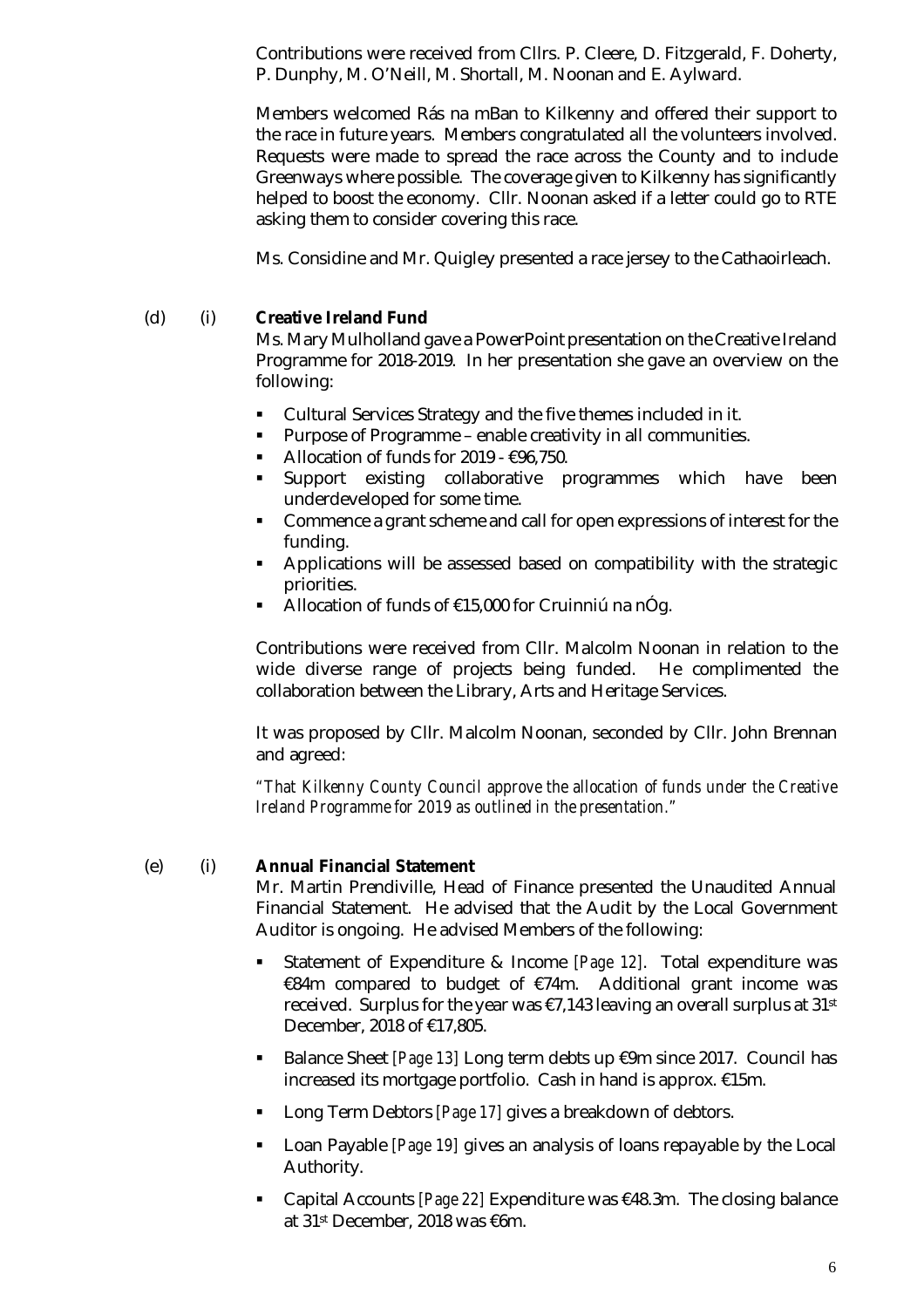Contributions were received from Cllrs. P. Cleere, D. Fitzgerald, F. Doherty, P. Dunphy, M. O'Neill, M. Shortall, M. Noonan and E. Aylward.

Members welcomed Rás na mBan to Kilkenny and offered their support to the race in future years. Members congratulated all the volunteers involved. Requests were made to spread the race across the County and to include Greenways where possible. The coverage given to Kilkenny has significantly helped to boost the economy. Cllr. Noonan asked if a letter could go to RTE asking them to consider covering this race.

Ms. Considine and Mr. Quigley presented a race jersey to the Cathaoirleach.

(d) (i) **Creative Ireland Fund**

Ms. Mary Mulholland gave a PowerPoint presentation on the Creative Ireland Programme for 2018-2019. In her presentation she gave an overview on the following:

- Cultural Services Strategy and the five themes included in it.
- Purpose of Programme – enable creativity in all communities.
- Allocation of funds for 2019 - €96,750.
- Support existing collaborative programmes which have been underdeveloped for some time.
- Commence a grant scheme and call for open expressions of interest for the funding.
- Applications will be assessed based on compatibility with the strategic priorities.
- Allocation of funds of €15,000 for Cruinniú na nÓg.

Contributions were received from Cllr. Malcolm Noonan in relation to the wide diverse range of projects being funded. He complimented the collaboration between the Library, Arts and Heritage Services.

It was proposed by Cllr. Malcolm Noonan, seconded by Cllr. John Brennan and agreed:

*"That Kilkenny County Council approve the allocation of funds under the Creative Ireland Programme for 2019 as outlined in the presentation."*

(e) (i) **Annual Financial Statement**

Mr. Martin Prendiville, Head of Finance presented the Unaudited Annual Financial Statement. He advised that the Audit by the Local Government Auditor is ongoing. He advised Members of the following:

- Statement of Expenditure & Income *[Page 12]*. Total expenditure was €84m compared to budget of €74m. Additional grant income was received. Surplus for the year was €7,143 leaving an overall surplus at 31st December, 2018 of €17,805.
- Balance Sheet *[Page 13]* Long term debts up €9m since 2017. Council has increased its mortgage portfolio. Cash in hand is approx. €15m.
- Long Term Debtors *[Page 17]* gives a breakdown of debtors.
- Loan Payable *[Page 19]* gives an analysis of loans repayable by the Local Authority.
- Capital Accounts *[Page 22]* Expenditure was €48.3m. The closing balance at 31st December, 2018 was €6m.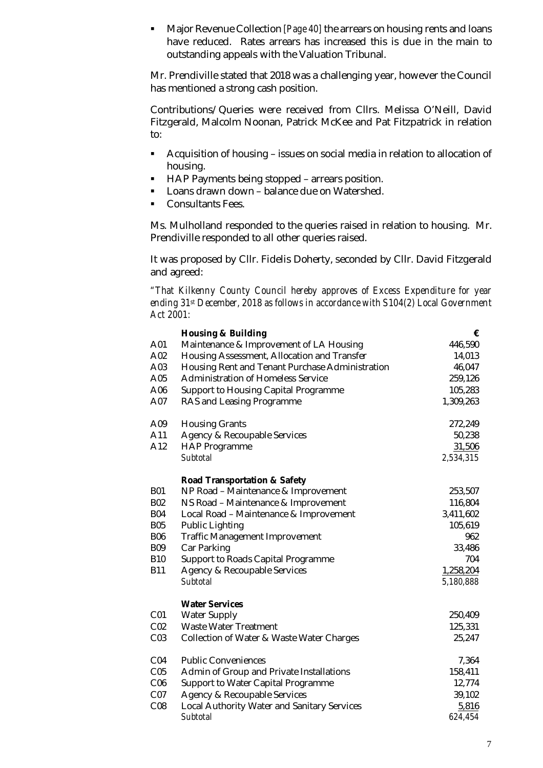- Major Revenue Collection *[Page 40]* the arrears on housing rents and loans have reduced. Rates arrears has increased this is due in the main to outstanding appeals with the Valuation Tribunal.

Mr. Prendiville stated that 2018 was a challenging year, however the Council has mentioned a strong cash position.

Contributions/Queries were received from Cllrs. Melissa O'Neill, David Fitzgerald, Malcolm Noonan, Patrick McKee and Pat Fitzpatrick in relation to:

- Acquisition of housing – issues on social media in relation to allocation of housing.
- HAP Payments being stopped – arrears position.
- Loans drawn down – balance due on Watershed.
- Consultants Fees.

Ms. Mulholland responded to the queries raised in relation to housing. Mr. Prendiville responded to all other queries raised.

It was proposed by Cllr. Fidelis Doherty, seconded by Cllr. David Fitzgerald and agreed:

*"That Kilkenny County Council hereby approves of Excess Expenditure for year ending 31st December, 2018 as follows in accordance with S104(2) Local Government Act 2001:*

| | **Housing & Building** | **€** |
|---|---|---|
| A01 | Maintenance & Improvement of LA Housing | 446,590 |
| A02 | Housing Assessment, Allocation and Transfer | 14,013 |
| A03 | Housing Rent and Tenant Purchase Administration | 46,047 |
| A05 | Administration of Homeless Service | 259,126 |
| A06 | Support to Housing Capital Programme | 105,283 |
| A07 | RAS and Leasing Programme | 1,309,263 |
| A09 | Housing Grants | 272,249 |
| A11 | Agency & Recoupable Services | 50,238 |
| A12 | HAP Programme | 31,506 |
| | *Subtotal* | *2,534,315* |
| | **Road Transportation & Safety** | |
| B01 | NP Road – Maintenance & Improvement | 253,507 |
| B02 | NS Road – Maintenance & Improvement | 116,804 |
| B04 | Local Road – Maintenance & Improvement | 3,411,602 |
| B05 | Public Lighting | 105,619 |
| B06 | Traffic Management Improvement | 962 |
| B09 | Car Parking | 33,486 |
| B10 | Support to Roads Capital Programme | 704 |
| B11 | Agency & Recoupable Services | 1,258,204 |
| | *Subtotal* | *5,180,888* |
| | **Water Services** | |
| C01 | Water Supply | 250,409 |
| C02 | Waste Water Treatment | 125,331 |
| C03 | Collection of Water & Waste Water Charges | 25,247 |
| C04 | Public Conveniences | 7,364 |
| C05 | Admin of Group and Private Installations | 158,411 |
| C06 | Support to Water Capital Programme | 12,774 |
| C07 | Agency & Recoupable Services | 39,102 |
| C08 | Local Authority Water and Sanitary Services | 5,816 |
| | *Subtotal* | *624,454* |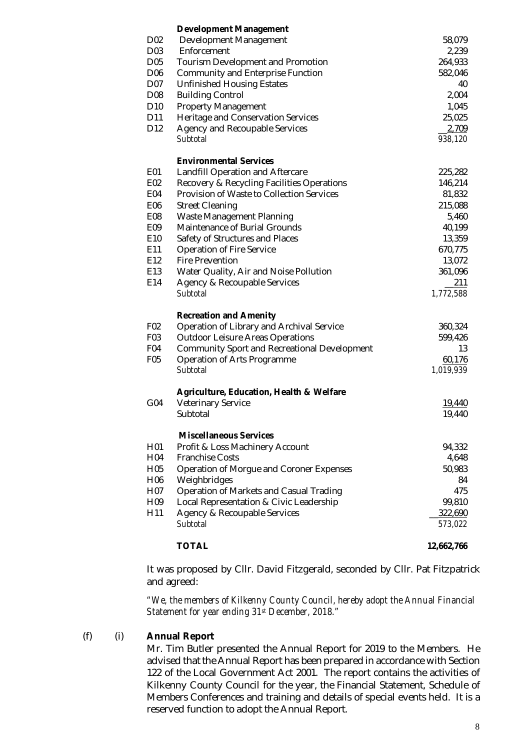| Code | Description | Amount |
|---|---|---|
| | **Development Management** | |
| D02 | Development Management | 58,079 |
| D03 | Enforcement | 2,239 |
| D05 | Tourism Development and Promotion | 264,933 |
| D06 | Community and Enterprise Function | 582,046 |
| D07 | Unfinished Housing Estates | 40 |
| D08 | Building Control | 2,004 |
| D10 | Property Management | 1,045 |
| D11 | Heritage and Conservation Services | 25,025 |
| D12 | Agency and Recoupable Services | 2,709 |
| | *Subtotal* | *938,120* |
| | **Environmental Services** | |
| E01 | Landfill Operation and Aftercare | 225,282 |
| E02 | Recovery & Recycling Facilities Operations | 146,214 |
| E04 | Provision of Waste to Collection Services | 81,832 |
| E06 | Street Cleaning | 215,088 |
| E08 | Waste Management Planning | 5,460 |
| E09 | Maintenance of Burial Grounds | 40,199 |
| E10 | Safety of Structures and Places | 13,359 |
| E11 | Operation of Fire Service | 670,775 |
| E12 | Fire Prevention | 13,072 |
| E13 | Water Quality, Air and Noise Pollution | 361,096 |
| E14 | Agency & Recoupable Services | 211 |
| | *Subtotal* | *1,772,588* |
| | **Recreation and Amenity** | |
| F02 | Operation of Library and Archival Service | 360,324 |
| F03 | Outdoor Leisure Areas Operations | 599,426 |
| F04 | Community Sport and Recreational Development | 13 |
| F05 | Operation of Arts Programme | 60,176 |
| | *Subtotal* | *1,019,939* |
| | **Agriculture, Education, Health & Welfare** | |
| G04 | Veterinary Service | 19,440 |
| | Subtotal | 19,440 |
| | **Miscellaneous Services** | |
| H01 | Profit & Loss Machinery Account | 94,332 |
| H04 | Franchise Costs | 4,648 |
| H05 | Operation of Morgue and Coroner Expenses | 50,983 |
| H06 | Weighbridges | 84 |
| H07 | Operation of Markets and Casual Trading | 475 |
| H09 | Local Representation & Civic Leadership | 99,810 |
| H11 | Agency & Recoupable Services | 322,690 |
| | *Subtotal* | *573,022* |
| | **TOTAL** | **12,662,766** |

It was proposed by Cllr. David Fitzgerald, seconded by Cllr. Pat Fitzpatrick and agreed:

*"We, the members of Kilkenny County Council, hereby adopt the Annual Financial Statement for year ending 31st December, 2018."*

(f) (i) **Annual Report**

Mr. Tim Butler presented the Annual Report for 2019 to the Members. He advised that the Annual Report has been prepared in accordance with Section 122 of the Local Government Act 2001. The report contains the activities of Kilkenny County Council for the year, the Financial Statement, Schedule of Members Conferences and training and details of special events held. It is a reserved function to adopt the Annual Report.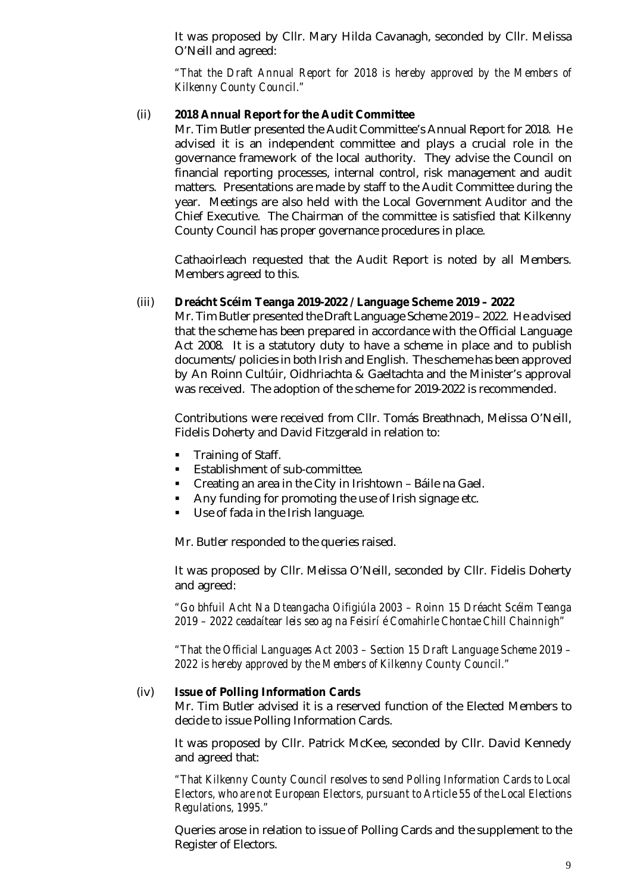It was proposed by Cllr. Mary Hilda Cavanagh, seconded by Cllr. Melissa O'Neill and agreed:

*"That the Draft Annual Report for 2018 is hereby approved by the Members of Kilkenny County Council."*

(ii) **2018 Annual Report for the Audit Committee**

Mr. Tim Butler presented the Audit Committee's Annual Report for 2018. He advised it is an independent committee and plays a crucial role in the governance framework of the local authority. They advise the Council on financial reporting processes, internal control, risk management and audit matters. Presentations are made by staff to the Audit Committee during the year. Meetings are also held with the Local Government Auditor and the Chief Executive. The Chairman of the committee is satisfied that Kilkenny County Council has proper governance procedures in place.

Cathaoirleach requested that the Audit Report is noted by all Members. Members agreed to this.

(iii) **Dreácht Scéim Teanga 2019-2022 / Language Scheme 2019 – 2022**

Mr. Tim Butler presented the Draft Language Scheme 2019 – 2022. He advised that the scheme has been prepared in accordance with the Official Language Act 2008. It is a statutory duty to have a scheme in place and to publish documents/policies in both Irish and English. The scheme has been approved by An Roinn Cultúir, Oidhriachta & Gaeltachta and the Minister's approval was received. The adoption of the scheme for 2019-2022 is recommended.

Contributions were received from Cllr. Tomás Breathnach, Melissa O'Neill, Fidelis Doherty and David Fitzgerald in relation to:

- Training of Staff.
- Establishment of sub-committee.
- Creating an area in the City in Irishtown – Báile na Gael.
- Any funding for promoting the use of Irish signage etc.
- Use of fada in the Irish language.

Mr. Butler responded to the queries raised.

It was proposed by Cllr. Melissa O'Neill, seconded by Cllr. Fidelis Doherty and agreed:

*"Go bhfuil Acht Na Dteangacha Oifigiúla 2003 – Roinn 15 Dréacht Scéim Teanga 2019 – 2022 ceadaítear leis seo ag na Feisirí é Comahirle Chontae Chill Chainnigh"*

*"That the Official Languages Act 2003 – Section 15 Draft Language Scheme 2019 – 2022 is hereby approved by the Members of Kilkenny County Council."*

(iv) **Issue of Polling Information Cards**

Mr. Tim Butler advised it is a reserved function of the Elected Members to decide to issue Polling Information Cards.

It was proposed by Cllr. Patrick McKee, seconded by Cllr. David Kennedy and agreed that:

*"That Kilkenny County Council resolves to send Polling Information Cards to Local Electors, who are not European Electors, pursuant to Article 55 of the Local Elections Regulations, 1995."*

Queries arose in relation to issue of Polling Cards and the supplement to the Register of Electors.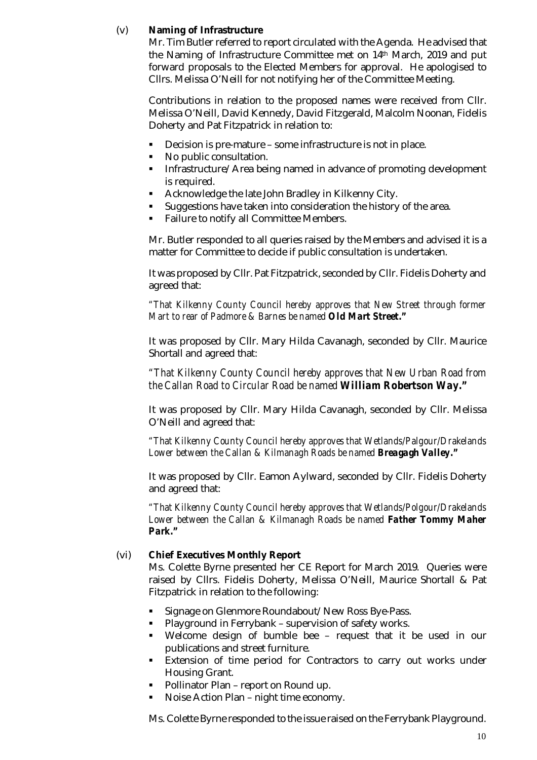(v) **Naming of Infrastructure**

Mr. Tim Butler referred to report circulated with the Agenda. He advised that the Naming of Infrastructure Committee met on 14th March, 2019 and put forward proposals to the Elected Members for approval. He apologised to Cllrs. Melissa O'Neill for not notifying her of the Committee Meeting.

Contributions in relation to the proposed names were received from Cllr. Melissa O'Neill, David Kennedy, David Fitzgerald, Malcolm Noonan, Fidelis Doherty and Pat Fitzpatrick in relation to:

- Decision is pre-mature – some infrastructure is not in place.
- No public consultation.
- Infrastructure/Area being named in advance of promoting development is required.
- Acknowledge the late John Bradley in Kilkenny City.
- Suggestions have taken into consideration the history of the area.
- Failure to notify all Committee Members.

Mr. Butler responded to all queries raised by the Members and advised it is a matter for Committee to decide if public consultation is undertaken.

It was proposed by Cllr. Pat Fitzpatrick, seconded by Cllr. Fidelis Doherty and agreed that:

*"That Kilkenny County Council hereby approves that New Street through former Mart to rear of Padmore & Barnes be named* ***Old Mart Street."***

It was proposed by Cllr. Mary Hilda Cavanagh, seconded by Cllr. Maurice Shortall and agreed that:

*"That Kilkenny County Council hereby approves that New Urban Road from the Callan Road to Circular Road be named* ***William Robertson Way."***

It was proposed by Cllr. Mary Hilda Cavanagh, seconded by Cllr. Melissa O'Neill and agreed that:

*"That Kilkenny County Council hereby approves that Wetlands/Palgour/Drakelands Lower between the Callan & Kilmanagh Roads be named* ***Breagagh Valley."***

It was proposed by Cllr. Eamon Aylward, seconded by Cllr. Fidelis Doherty and agreed that:

*"That Kilkenny County Council hereby approves that Wetlands/Polgour/Drakelands Lower between the Callan & Kilmanagh Roads be named* ***Father Tommy Maher Park."***

(vi) **Chief Executives Monthly Report**

Ms. Colette Byrne presented her CE Report for March 2019. Queries were raised by Cllrs. Fidelis Doherty, Melissa O'Neill, Maurice Shortall & Pat Fitzpatrick in relation to the following:

- Signage on Glenmore Roundabout/New Ross Bye-Pass.
- Playground in Ferrybank – supervision of safety works.
- Welcome design of bumble bee – request that it be used in our publications and street furniture.
- Extension of time period for Contractors to carry out works under Housing Grant.
- Pollinator Plan – report on Round up.
- Noise Action Plan – night time economy.

Ms. Colette Byrne responded to the issue raised on the Ferrybank Playground.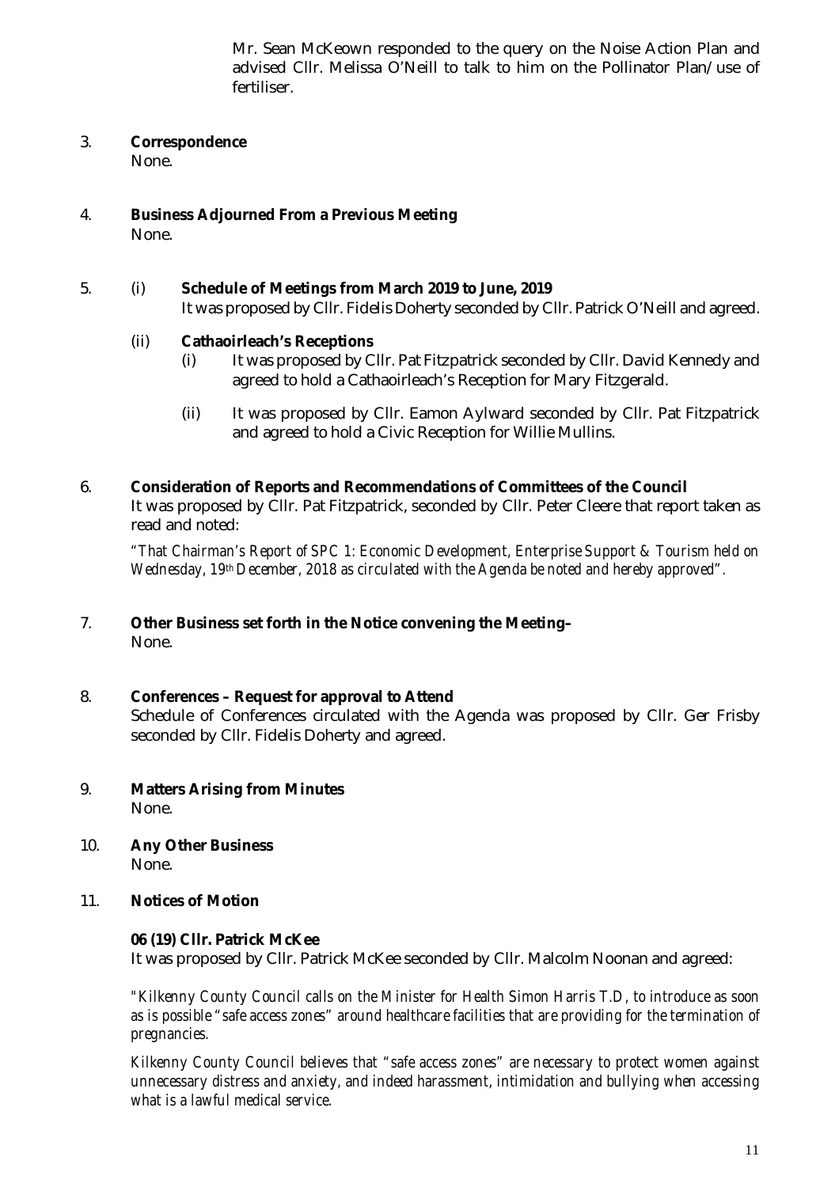Mr. Sean McKeown responded to the query on the Noise Action Plan and advised Cllr. Melissa O'Neill to talk to him on the Pollinator Plan/use of fertiliser.

3. **Correspondence**
   None.

4. **Business Adjourned From a Previous Meeting**
   None.

5. (i) **Schedule of Meetings from March 2019 to June, 2019**
   It was proposed by Cllr. Fidelis Doherty seconded by Cllr. Patrick O'Neill and agreed.

   (ii) **Cathaoirleach's Receptions**
   (i) It was proposed by Cllr. Pat Fitzpatrick seconded by Cllr. David Kennedy and agreed to hold a Cathaoirleach's Reception for Mary Fitzgerald.

   (ii) It was proposed by Cllr. Eamon Aylward seconded by Cllr. Pat Fitzpatrick and agreed to hold a Civic Reception for Willie Mullins.

6. **Consideration of Reports and Recommendations of Committees of the Council**
   It was proposed by Cllr. Pat Fitzpatrick, seconded by Cllr. Peter Cleere that report taken as read and noted:

   *"That Chairman's Report of SPC 1: Economic Development, Enterprise Support & Tourism held on Wednesday, 19th December, 2018 as circulated with the Agenda be noted and hereby approved".*

7. **Other Business set forth in the Notice convening the Meeting–**
   None.

8. **Conferences – Request for approval to Attend**
   Schedule of Conferences circulated with the Agenda was proposed by Cllr. Ger Frisby seconded by Cllr. Fidelis Doherty and agreed.

9. **Matters Arising from Minutes**
   None.

10. **Any Other Business**
    None.

11. **Notices of Motion**

    **06 (19) Cllr. Patrick McKee**
    It was proposed by Cllr. Patrick McKee seconded by Cllr. Malcolm Noonan and agreed:

    *"Kilkenny County Council calls on the Minister for Health Simon Harris T.D, to introduce as soon as is possible "safe access zones" around healthcare facilities that are providing for the termination of pregnancies.*

    *Kilkenny County Council believes that "safe access zones" are necessary to protect women against unnecessary distress and anxiety, and indeed harassment, intimidation and bullying when accessing what is a lawful medical service.*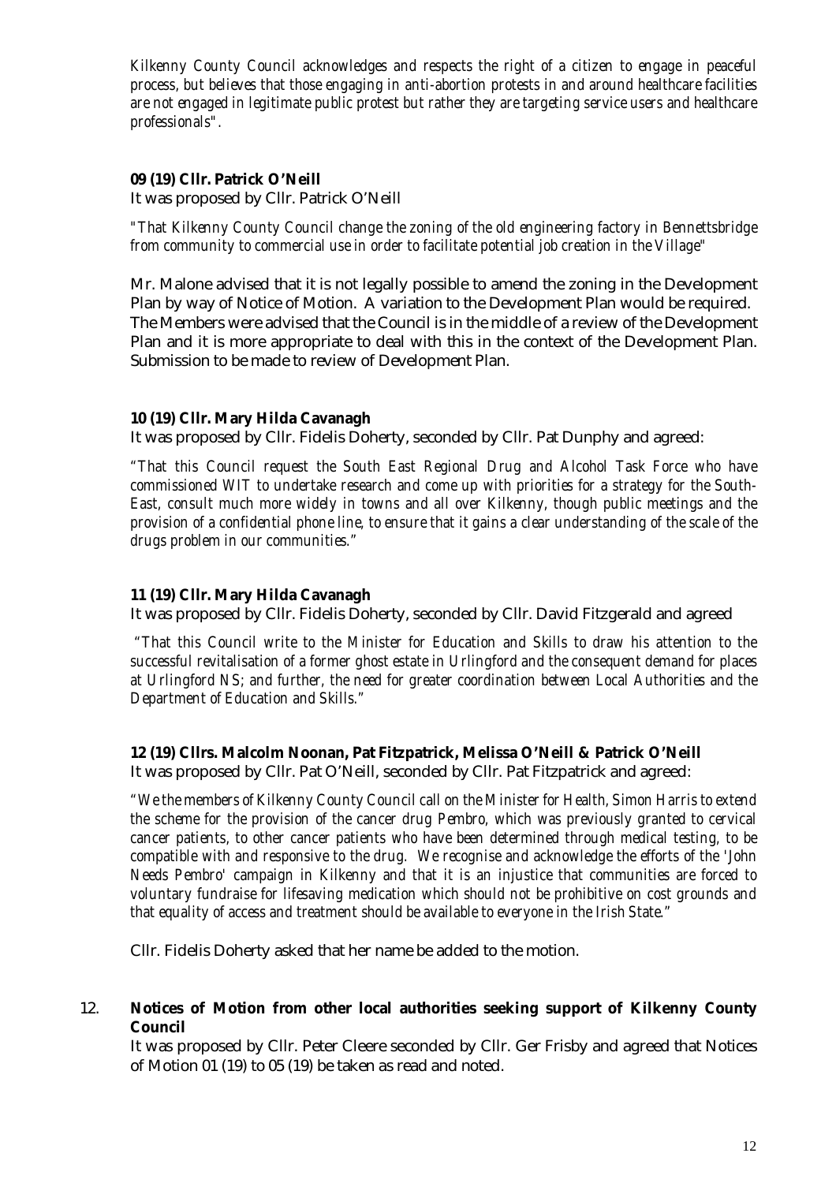*Kilkenny County Council acknowledges and respects the right of a citizen to engage in peaceful process, but believes that those engaging in anti-abortion protests in and around healthcare facilities are not engaged in legitimate public protest but rather they are targeting service users and healthcare professionals".*

**09 (19) Cllr. Patrick O'Neill**
It was proposed by Cllr. Patrick O'Neill

*"That Kilkenny County Council change the zoning of the old engineering factory in Bennettsbridge from community to commercial use in order to facilitate potential job creation in the Village"*

Mr. Malone advised that it is not legally possible to amend the zoning in the Development Plan by way of Notice of Motion. A variation to the Development Plan would be required. The Members were advised that the Council is in the middle of a review of the Development Plan and it is more appropriate to deal with this in the context of the Development Plan. Submission to be made to review of Development Plan.

**10 (19) Cllr. Mary Hilda Cavanagh**
It was proposed by Cllr. Fidelis Doherty, seconded by Cllr. Pat Dunphy and agreed:

*"That this Council request the South East Regional Drug and Alcohol Task Force who have commissioned WIT to undertake research and come up with priorities for a strategy for the South-East, consult much more widely in towns and all over Kilkenny, though public meetings and the provision of a confidential phone line, to ensure that it gains a clear understanding of the scale of the drugs problem in our communities."*

**11 (19) Cllr. Mary Hilda Cavanagh**
It was proposed by Cllr. Fidelis Doherty, seconded by Cllr. David Fitzgerald and agreed

*"That this Council write to the Minister for Education and Skills to draw his attention to the successful revitalisation of a former ghost estate in Urlingford and the consequent demand for places at Urlingford NS; and further, the need for greater coordination between Local Authorities and the Department of Education and Skills."*

**12 (19) Cllrs. Malcolm Noonan, Pat Fitzpatrick, Melissa O'Neill & Patrick O'Neill**
It was proposed by Cllr. Pat O'Neill, seconded by Cllr. Pat Fitzpatrick and agreed:

*"We the members of Kilkenny County Council call on the Minister for Health, Simon Harris to extend the scheme for the provision of the cancer drug Pembro, which was previously granted to cervical cancer patients, to other cancer patients who have been determined through medical testing, to be compatible with and responsive to the drug. We recognise and acknowledge the efforts of the 'John Needs Pembro' campaign in Kilkenny and that it is an injustice that communities are forced to voluntary fundraise for lifesaving medication which should not be prohibitive on cost grounds and that equality of access and treatment should be available to everyone in the Irish State."*

Cllr. Fidelis Doherty asked that her name be added to the motion.

12. **Notices of Motion from other local authorities seeking support of Kilkenny County Council**
It was proposed by Cllr. Peter Cleere seconded by Cllr. Ger Frisby and agreed that Notices of Motion 01 (19) to 05 (19) be taken as read and noted.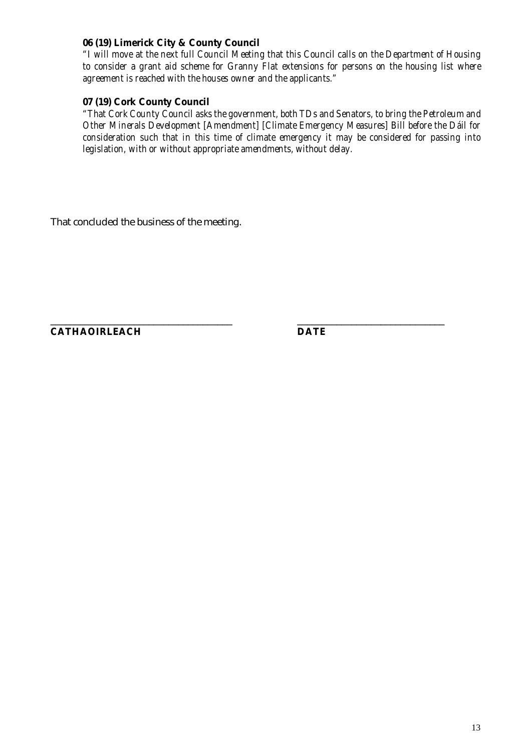**06 (19) Limerick City & County Council**

*"I will move at the next full Council Meeting that this Council calls on the Department of Housing to consider a grant aid scheme for Granny Flat extensions for persons on the housing list where agreement is reached with the houses owner and the applicants."*

**07 (19) Cork County Council**

*"That Cork County Council asks the government, both TDs and Senators, to bring the Petroleum and Other Minerals Development [Amendment] [Climate Emergency Measures] Bill before the Dáil for consideration such that in this time of climate emergency it may be considered for passing into legislation, with or without appropriate amendments, without delay.*

That concluded the business of the meeting.

_______________________________ _______________________________

**CATHAOIRLEACH** **DATE**